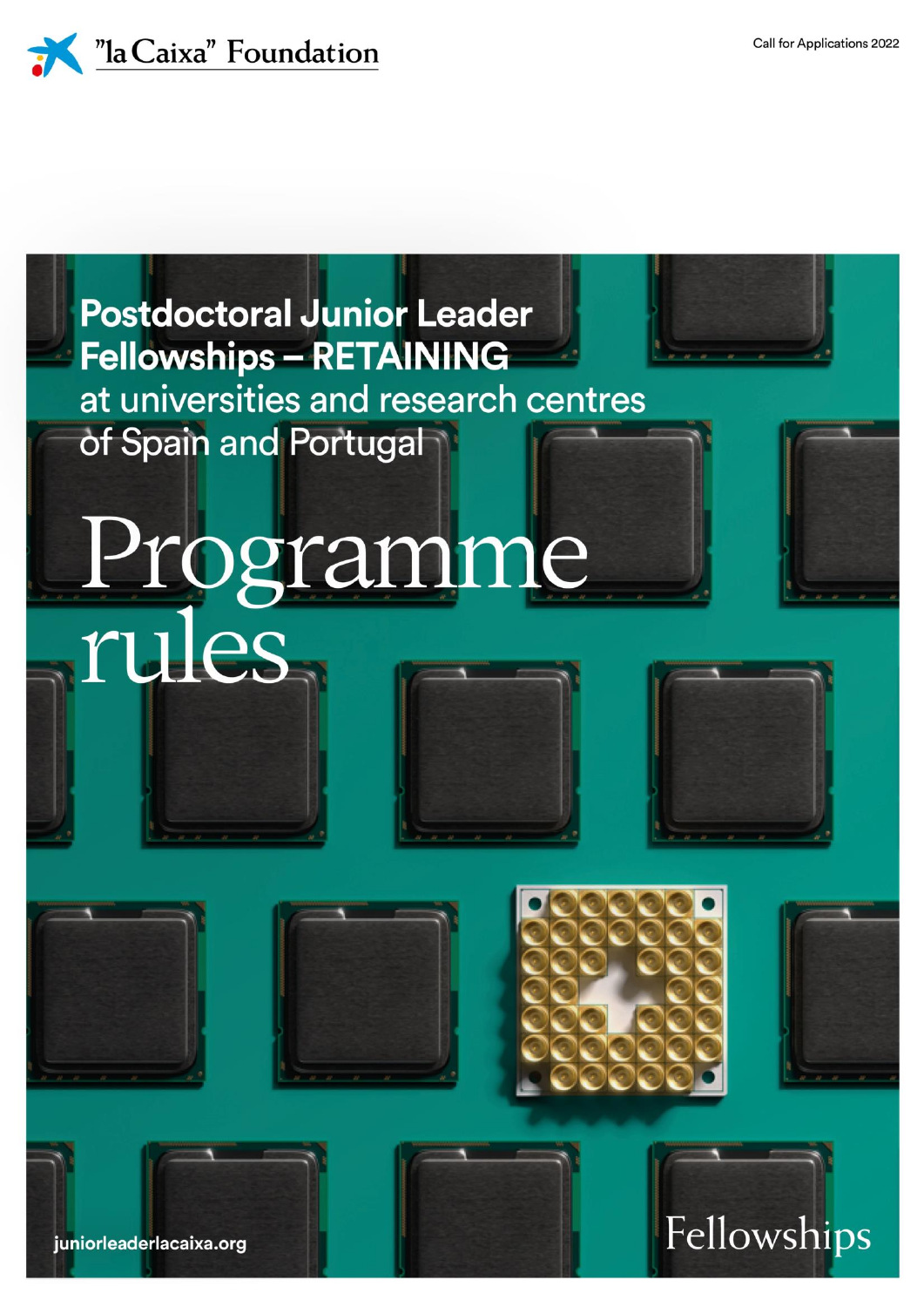"la Caixa" Foundation

Call for Applications 2022

# Postdoctoral Junior Leader Fellowships – RETAINING

at universities and research centres of Spain and Portugal

# Programme rules

juniorleaderlacaixa.org

Fellowships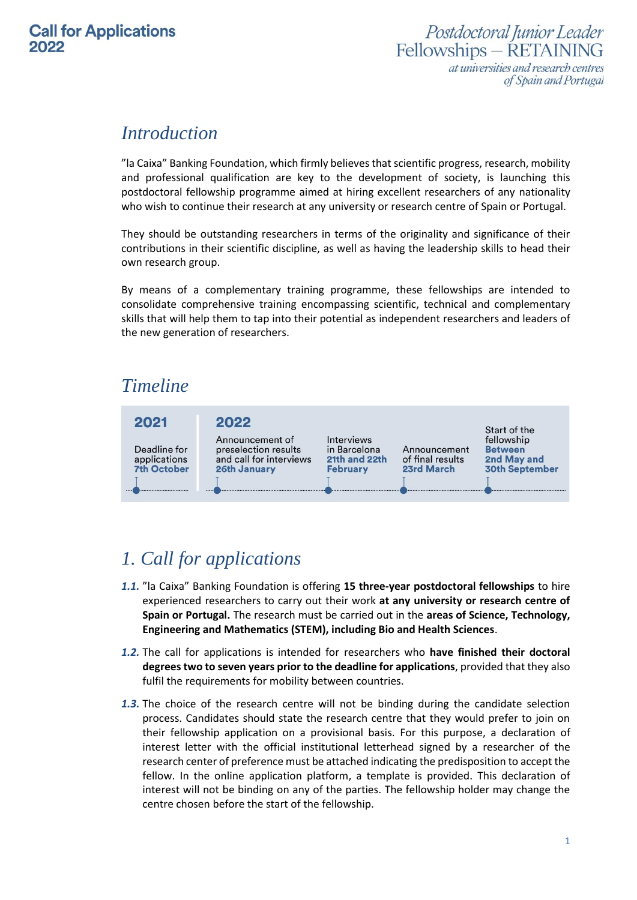# Introduction

”la Caixa” Banking Foundation, which firmly believes that scientific progress, research, mobility and professional qualification are key to the development of society, is launching this postdoctoral fellowship programme aimed at hiring excellent researchers of any nationality who wish to continue their research at any university or research centre of Spain or Portugal.

They should be outstanding researchers in terms of the originality and significance of their contributions in their scientific discipline, as well as having the leadership skills to head their own research group.

By means of a complementary training programme, these fellowships are intended to consolidate comprehensive training encompassing scientific, technical and complementary skills that will help them to tap into their potential as independent researchers and leaders of the new generation of researchers.

# Timeline

| 2021 | 2022 | | | |
|---|---|---|---|---|
| Deadline for applications **7th October** | Announcement of preselection results and call for interviews **26th January** | Interviews in Barcelona **21th and 22th February** | Announcement of final results **23rd March** | Start of the fellowship **Between 2nd May and 30th September** |

# 1. Call for applications

***1.1.*** ”la Caixa” Banking Foundation is offering **15 three-year postdoctoral fellowships** to hire experienced researchers to carry out their work **at any university or research centre of Spain or Portugal.** The research must be carried out in the **areas of Science, Technology, Engineering and Mathematics (STEM), including Bio and Health Sciences**.

***1.2.*** The call for applications is intended for researchers who **have finished their doctoral degrees two to seven years prior to the deadline for applications**, provided that they also fulfil the requirements for mobility between countries.

***1.3.*** The choice of the research centre will not be binding during the candidate selection process. Candidates should state the research centre that they would prefer to join on their fellowship application on a provisional basis. For this purpose, a declaration of interest letter with the official institutional letterhead signed by a researcher of the research center of preference must be attached indicating the predisposition to accept the fellow. In the online application platform, a template is provided. This declaration of interest will not be binding on any of the parties. The fellowship holder may change the centre chosen before the start of the fellowship.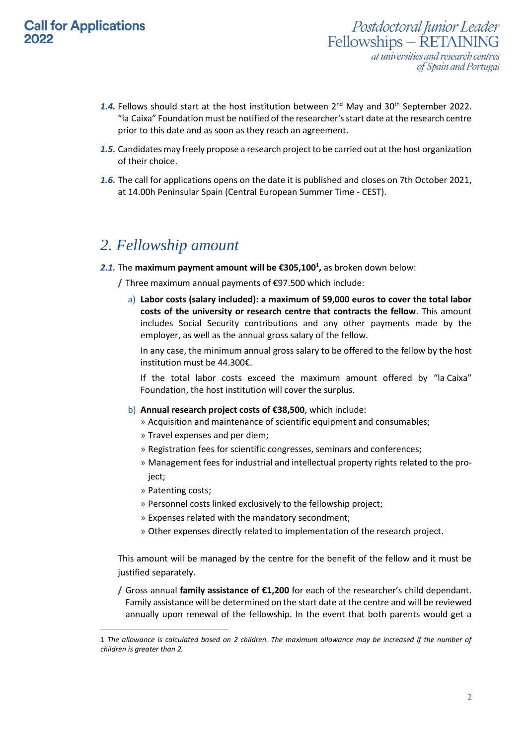**1.4.** Fellows should start at the host institution between 2nd May and 30th September 2022. “la Caixa” Foundation must be notified of the researcher's start date at the research centre prior to this date and as soon as they reach an agreement.

**1.5.** Candidates may freely propose a research project to be carried out at the host organization of their choice.

**1.6.** The call for applications opens on the date it is published and closes on 7th October 2021, at 14.00h Peninsular Spain (Central European Summer Time - CEST).

## *2. Fellowship amount*

**2.1.** The **maximum payment amount will be €305,100[1],** as broken down below:

/ Three maximum annual payments of €97.500 which include:

a) **Labor costs (salary included): a maximum of 59,000 euros to cover the total labor costs of the university or research centre that contracts the fellow**. This amount includes Social Security contributions and any other payments made by the employer, as well as the annual gross salary of the fellow.

In any case, the minimum annual gross salary to be offered to the fellow by the host institution must be 44.300€.

If the total labor costs exceed the maximum amount offered by “la Caixa” Foundation, the host institution will cover the surplus.

b) **Annual research project costs of €38,500**, which include:

» Acquisition and maintenance of scientific equipment and consumables;
» Travel expenses and per diem;
» Registration fees for scientific congresses, seminars and conferences;
» Management fees for industrial and intellectual property rights related to the project;
» Patenting costs;
» Personnel costs linked exclusively to the fellowship project;
» Expenses related with the mandatory secondment;
» Other expenses directly related to implementation of the research project.

This amount will be managed by the centre for the benefit of the fellow and it must be justified separately.

/ Gross annual **family assistance of €1,200** for each of the researcher’s child dependant. Family assistance will be determined on the start date at the centre and will be reviewed annually upon renewal of the fellowship. In the event that both parents would get a

**1** *The allowance is calculated based on 2 children. The maximum allowance may be increased if the number of children is greater than 2.*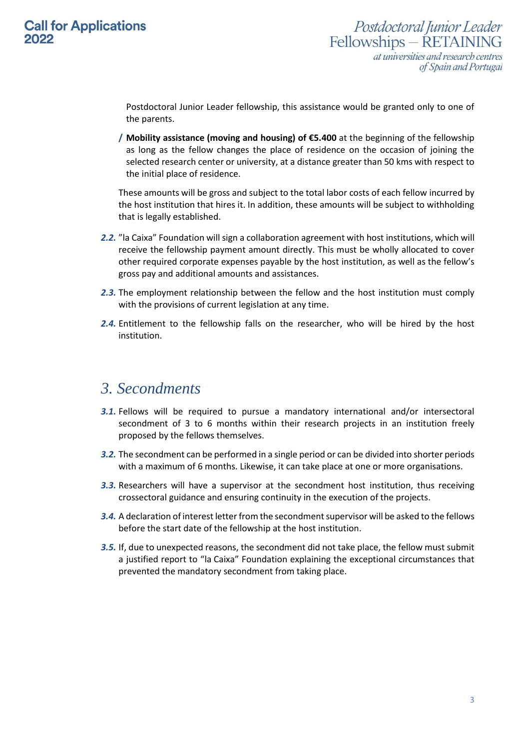Postdoctoral Junior Leader fellowship, this assistance would be granted only to one of the parents.

- **Mobility assistance (moving and housing) of €5.400** at the beginning of the fellowship as long as the fellow changes the place of residence on the occasion of joining the selected research center or university, at a distance greater than 50 kms with respect to the initial place of residence.

These amounts will be gross and subject to the total labor costs of each fellow incurred by the host institution that hires it. In addition, these amounts will be subject to withholding that is legally established.

***2.2.*** "la Caixa" Foundation will sign a collaboration agreement with host institutions, which will receive the fellowship payment amount directly. This must be wholly allocated to cover other required corporate expenses payable by the host institution, as well as the fellow's gross pay and additional amounts and assistances.

***2.3.*** The employment relationship between the fellow and the host institution must comply with the provisions of current legislation at any time.

***2.4.*** Entitlement to the fellowship falls on the researcher, who will be hired by the host institution.

## *3. Secondments*

***3.1.*** Fellows will be required to pursue a mandatory international and/or intersectoral secondment of 3 to 6 months within their research projects in an institution freely proposed by the fellows themselves.

***3.2.*** The secondment can be performed in a single period or can be divided into shorter periods with a maximum of 6 months. Likewise, it can take place at one or more organisations.

***3.3.*** Researchers will have a supervisor at the secondment host institution, thus receiving crossectoral guidance and ensuring continuity in the execution of the projects.

***3.4.*** A declaration of interest letter from the secondment supervisor will be asked to the fellows before the start date of the fellowship at the host institution.

***3.5.*** If, due to unexpected reasons, the secondment did not take place, the fellow must submit a justified report to "la Caixa" Foundation explaining the exceptional circumstances that prevented the mandatory secondment from taking place.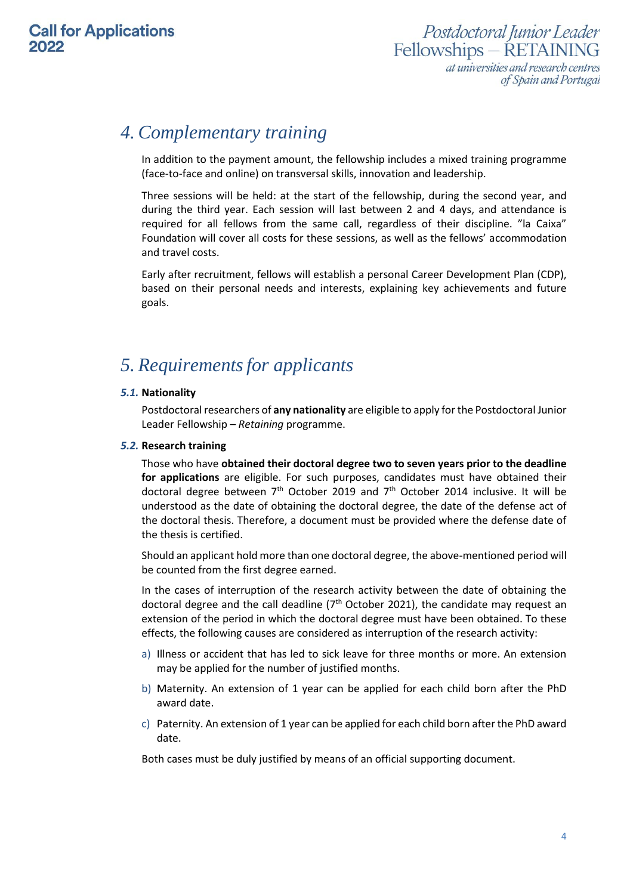## 4. Complementary training

In addition to the payment amount, the fellowship includes a mixed training programme (face-to-face and online) on transversal skills, innovation and leadership.

Three sessions will be held: at the start of the fellowship, during the second year, and during the third year. Each session will last between 2 and 4 days, and attendance is required for all fellows from the same call, regardless of their discipline. "la Caixa" Foundation will cover all costs for these sessions, as well as the fellows' accommodation and travel costs.

Early after recruitment, fellows will establish a personal Career Development Plan (CDP), based on their personal needs and interests, explaining key achievements and future goals.

## 5. Requirements for applicants

### *5.1.* Nationality

Postdoctoral researchers of **any nationality** are eligible to apply for the Postdoctoral Junior Leader Fellowship – *Retaining* programme.

### *5.2.* Research training

Those who have **obtained their doctoral degree two to seven years prior to the deadline for applications** are eligible. For such purposes, candidates must have obtained their doctoral degree between 7th October 2019 and 7th October 2014 inclusive. It will be understood as the date of obtaining the doctoral degree, the date of the defense act of the doctoral thesis. Therefore, a document must be provided where the defense date of the thesis is certified.

Should an applicant hold more than one doctoral degree, the above-mentioned period will be counted from the first degree earned.

In the cases of interruption of the research activity between the date of obtaining the doctoral degree and the call deadline (7th October 2021), the candidate may request an extension of the period in which the doctoral degree must have been obtained. To these effects, the following causes are considered as interruption of the research activity:

a) Illness or accident that has led to sick leave for three months or more. An extension may be applied for the number of justified months.

b) Maternity. An extension of 1 year can be applied for each child born after the PhD award date.

c) Paternity. An extension of 1 year can be applied for each child born after the PhD award date.

Both cases must be duly justified by means of an official supporting document.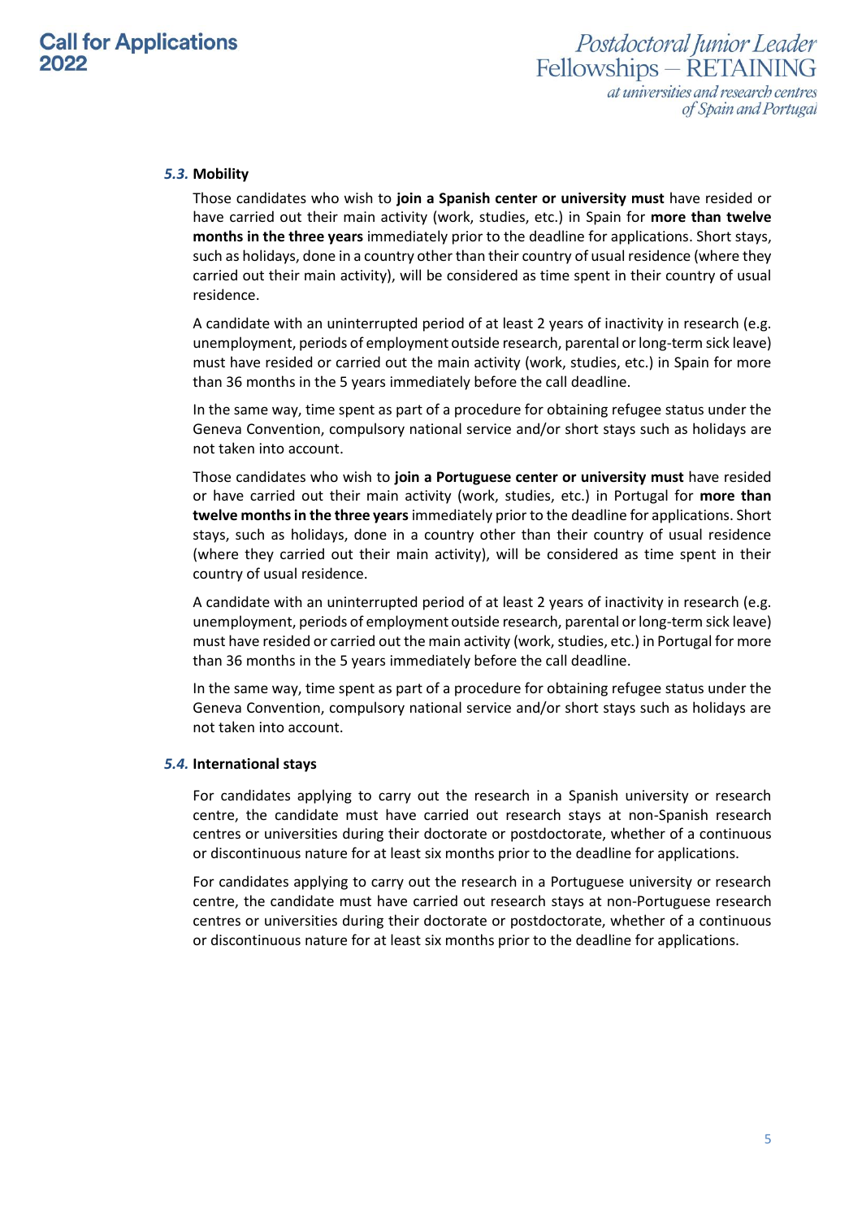### *5.3.* Mobility

Those candidates who wish to **join a Spanish center or university must** have resided or have carried out their main activity (work, studies, etc.) in Spain for **more than twelve months in the three years** immediately prior to the deadline for applications. Short stays, such as holidays, done in a country other than their country of usual residence (where they carried out their main activity), will be considered as time spent in their country of usual residence.

A candidate with an uninterrupted period of at least 2 years of inactivity in research (e.g. unemployment, periods of employment outside research, parental or long-term sick leave) must have resided or carried out the main activity (work, studies, etc.) in Spain for more than 36 months in the 5 years immediately before the call deadline.

In the same way, time spent as part of a procedure for obtaining refugee status under the Geneva Convention, compulsory national service and/or short stays such as holidays are not taken into account.

Those candidates who wish to **join a Portuguese center or university must** have resided or have carried out their main activity (work, studies, etc.) in Portugal for **more than twelve months in the three years** immediately prior to the deadline for applications. Short stays, such as holidays, done in a country other than their country of usual residence (where they carried out their main activity), will be considered as time spent in their country of usual residence.

A candidate with an uninterrupted period of at least 2 years of inactivity in research (e.g. unemployment, periods of employment outside research, parental or long-term sick leave) must have resided or carried out the main activity (work, studies, etc.) in Portugal for more than 36 months in the 5 years immediately before the call deadline.

In the same way, time spent as part of a procedure for obtaining refugee status under the Geneva Convention, compulsory national service and/or short stays such as holidays are not taken into account.

### *5.4.* International stays

For candidates applying to carry out the research in a Spanish university or research centre, the candidate must have carried out research stays at non-Spanish research centres or universities during their doctorate or postdoctorate, whether of a continuous or discontinuous nature for at least six months prior to the deadline for applications.

For candidates applying to carry out the research in a Portuguese university or research centre, the candidate must have carried out research stays at non-Portuguese research centres or universities during their doctorate or postdoctorate, whether of a continuous or discontinuous nature for at least six months prior to the deadline for applications.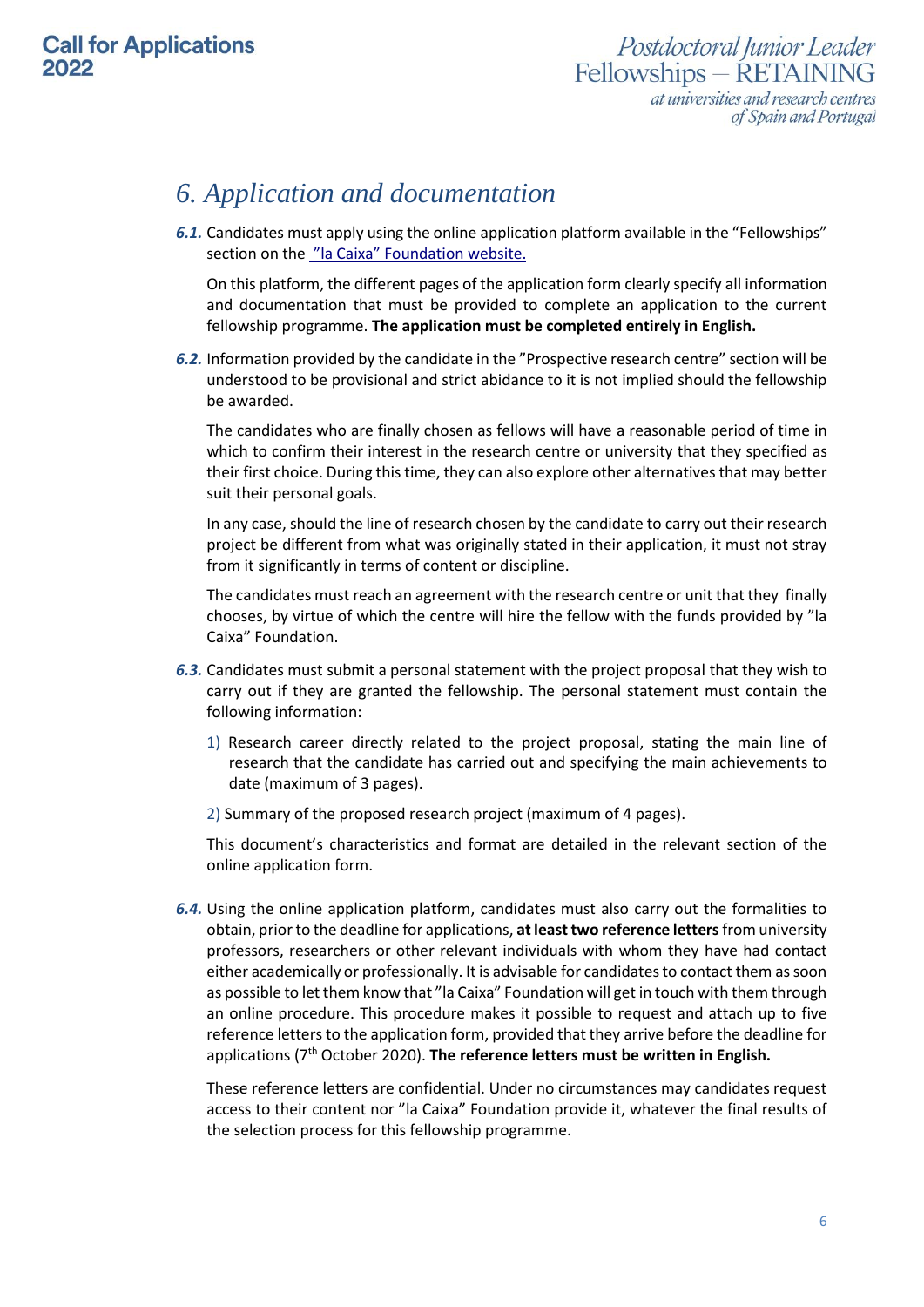# *6. Application and documentation*

***6.1.*** Candidates must apply using the online application platform available in the "Fellowships" section on the "la Caixa" Foundation website.

On this platform, the different pages of the application form clearly specify all information and documentation that must be provided to complete an application to the current fellowship programme. **The application must be completed entirely in English.**

***6.2.*** Information provided by the candidate in the "Prospective research centre" section will be understood to be provisional and strict abidance to it is not implied should the fellowship be awarded.

The candidates who are finally chosen as fellows will have a reasonable period of time in which to confirm their interest in the research centre or university that they specified as their first choice. During this time, they can also explore other alternatives that may better suit their personal goals.

In any case, should the line of research chosen by the candidate to carry out their research project be different from what was originally stated in their application, it must not stray from it significantly in terms of content or discipline.

The candidates must reach an agreement with the research centre or unit that they finally chooses, by virtue of which the centre will hire the fellow with the funds provided by "la Caixa" Foundation.

***6.3.*** Candidates must submit a personal statement with the project proposal that they wish to carry out if they are granted the fellowship. The personal statement must contain the following information:

1) Research career directly related to the project proposal, stating the main line of research that the candidate has carried out and specifying the main achievements to date (maximum of 3 pages).

2) Summary of the proposed research project (maximum of 4 pages).

This document's characteristics and format are detailed in the relevant section of the online application form.

***6.4.*** Using the online application platform, candidates must also carry out the formalities to obtain, prior to the deadline for applications, **at least two reference letters** from university professors, researchers or other relevant individuals with whom they have had contact either academically or professionally. It is advisable for candidates to contact them as soon as possible to let them know that "la Caixa" Foundation will get in touch with them through an online procedure. This procedure makes it possible to request and attach up to five reference letters to the application form, provided that they arrive before the deadline for applications (7th October 2020). **The reference letters must be written in English.**

These reference letters are confidential. Under no circumstances may candidates request access to their content nor "la Caixa" Foundation provide it, whatever the final results of the selection process for this fellowship programme.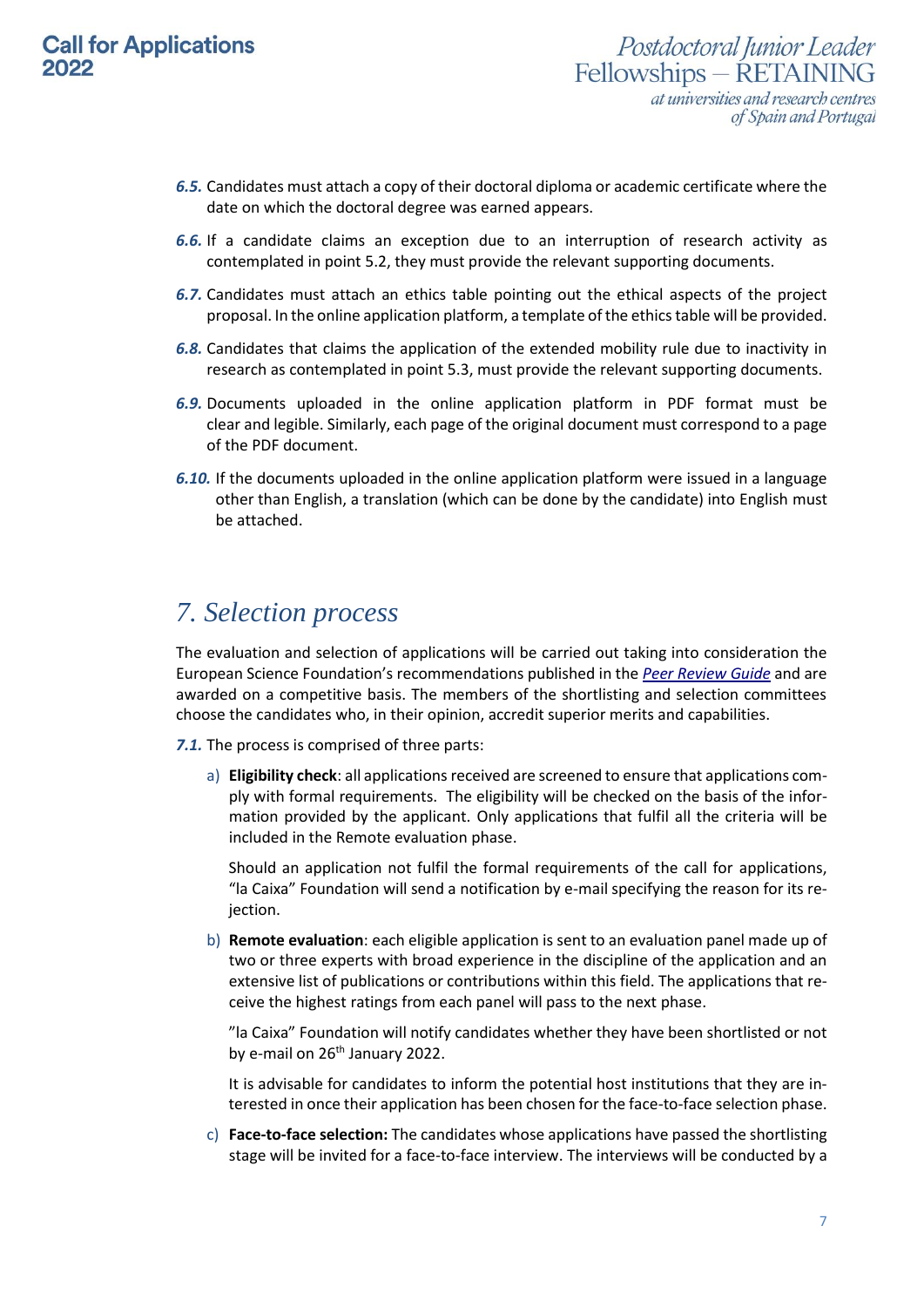**6.5.** Candidates must attach a copy of their doctoral diploma or academic certificate where the date on which the doctoral degree was earned appears.

**6.6.** If a candidate claims an exception due to an interruption of research activity as contemplated in point 5.2, they must provide the relevant supporting documents.

**6.7.** Candidates must attach an ethics table pointing out the ethical aspects of the project proposal. In the online application platform, a template of the ethics table will be provided.

**6.8.** Candidates that claims the application of the extended mobility rule due to inactivity in research as contemplated in point 5.3, must provide the relevant supporting documents.

**6.9.** Documents uploaded in the online application platform in PDF format must be clear and legible. Similarly, each page of the original document must correspond to a page of the PDF document.

**6.10.** If the documents uploaded in the online application platform were issued in a language other than English, a translation (which can be done by the candidate) into English must be attached.

## 7. Selection process

The evaluation and selection of applications will be carried out taking into consideration the European Science Foundation's recommendations published in the *Peer Review Guide* and are awarded on a competitive basis. The members of the shortlisting and selection committees choose the candidates who, in their opinion, accredit superior merits and capabilities.

**7.1.** The process is comprised of three parts:

a) **Eligibility check**: all applications received are screened to ensure that applications comply with formal requirements. The eligibility will be checked on the basis of the information provided by the applicant. Only applications that fulfil all the criteria will be included in the Remote evaluation phase.

   Should an application not fulfil the formal requirements of the call for applications, "la Caixa" Foundation will send a notification by e-mail specifying the reason for its rejection.

b) **Remote evaluation**: each eligible application is sent to an evaluation panel made up of two or three experts with broad experience in the discipline of the application and an extensive list of publications or contributions within this field. The applications that receive the highest ratings from each panel will pass to the next phase.

   "la Caixa" Foundation will notify candidates whether they have been shortlisted or not by e-mail on 26th January 2022.

   It is advisable for candidates to inform the potential host institutions that they are interested in once their application has been chosen for the face-to-face selection phase.

c) **Face-to-face selection:** The candidates whose applications have passed the shortlisting stage will be invited for a face-to-face interview. The interviews will be conducted by a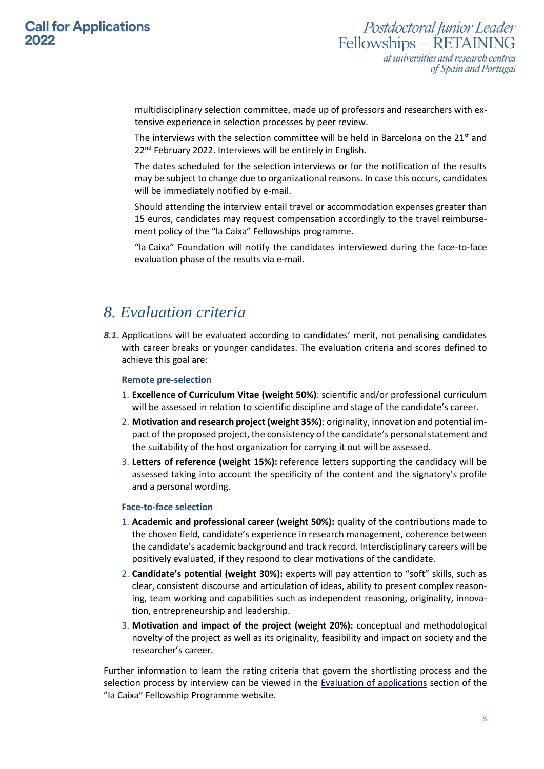multidisciplinary selection committee, made up of professors and researchers with extensive experience in selection processes by peer review.

The interviews with the selection committee will be held in Barcelona on the 21st and 22nd February 2022. Interviews will be entirely in English.

The dates scheduled for the selection interviews or for the notification of the results may be subject to change due to organizational reasons. In case this occurs, candidates will be immediately notified by e-mail.

Should attending the interview entail travel or accommodation expenses greater than 15 euros, candidates may request compensation accordingly to the travel reimbursement policy of the "la Caixa" Fellowships programme.

"la Caixa" Foundation will notify the candidates interviewed during the face-to-face evaluation phase of the results via e-mail.

# *8. Evaluation criteria*

***8.1.*** Applications will be evaluated according to candidates' merit, not penalising candidates with career breaks or younger candidates. The evaluation criteria and scores defined to achieve this goal are:

**Remote pre-selection**

1. **Excellence of Curriculum Vitae (weight 50%)**: scientific and/or professional curriculum will be assessed in relation to scientific discipline and stage of the candidate's career.
2. **Motivation and research project (weight 35%)**: originality, innovation and potential impact of the proposed project, the consistency of the candidate's personal statement and the suitability of the host organization for carrying it out will be assessed.
3. **Letters of reference (weight 15%):** reference letters supporting the candidacy will be assessed taking into account the specificity of the content and the signatory's profile and a personal wording.

**Face-to-face selection**

1. **Academic and professional career (weight 50%):** quality of the contributions made to the chosen field, candidate's experience in research management, coherence between the candidate's academic background and track record. Interdisciplinary careers will be positively evaluated, if they respond to clear motivations of the candidate.
2. **Candidate's potential (weight 30%):** experts will pay attention to "soft" skills, such as clear, consistent discourse and articulation of ideas, ability to present complex reasoning, team working and capabilities such as independent reasoning, originality, innovation, entrepreneurship and leadership.
3. **Motivation and impact of the project (weight 20%):** conceptual and methodological novelty of the project as well as its originality, feasibility and impact on society and the researcher's career.

Further information to learn the rating criteria that govern the shortlisting process and the selection process by interview can be viewed in the Evaluation of applications section of the "la Caixa" Fellowship Programme website.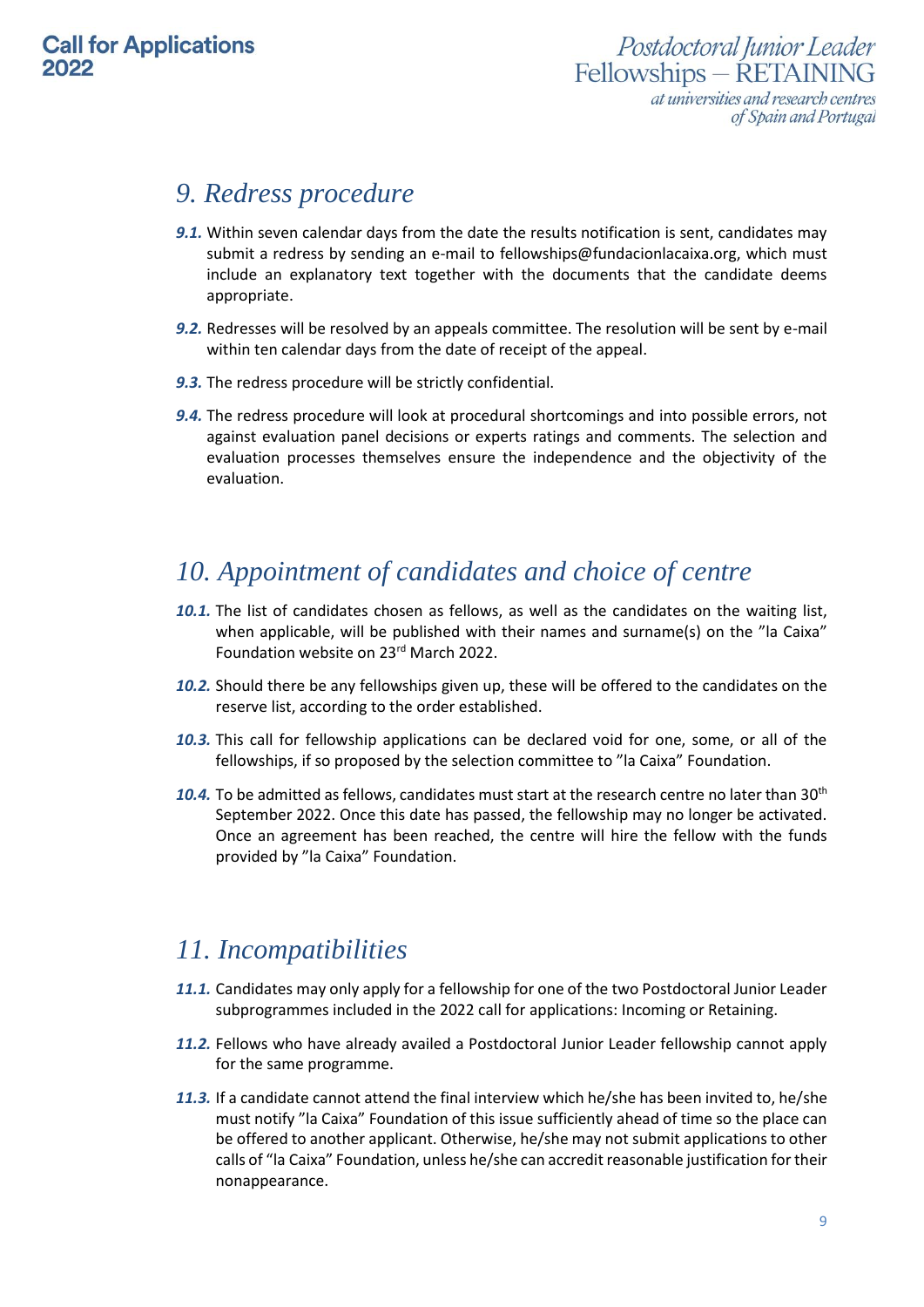## 9. Redress procedure

**9.1.** Within seven calendar days from the date the results notification is sent, candidates may submit a redress by sending an e-mail to fellowships@fundacionlacaixa.org, which must include an explanatory text together with the documents that the candidate deems appropriate.

**9.2.** Redresses will be resolved by an appeals committee. The resolution will be sent by e-mail within ten calendar days from the date of receipt of the appeal.

**9.3.** The redress procedure will be strictly confidential.

**9.4.** The redress procedure will look at procedural shortcomings and into possible errors, not against evaluation panel decisions or experts ratings and comments. The selection and evaluation processes themselves ensure the independence and the objectivity of the evaluation.

## 10. Appointment of candidates and choice of centre

**10.1.** The list of candidates chosen as fellows, as well as the candidates on the waiting list, when applicable, will be published with their names and surname(s) on the "la Caixa" Foundation website on 23rd March 2022.

**10.2.** Should there be any fellowships given up, these will be offered to the candidates on the reserve list, according to the order established.

**10.3.** This call for fellowship applications can be declared void for one, some, or all of the fellowships, if so proposed by the selection committee to "la Caixa" Foundation.

**10.4.** To be admitted as fellows, candidates must start at the research centre no later than 30th September 2022. Once this date has passed, the fellowship may no longer be activated. Once an agreement has been reached, the centre will hire the fellow with the funds provided by "la Caixa" Foundation.

## 11. Incompatibilities

**11.1.** Candidates may only apply for a fellowship for one of the two Postdoctoral Junior Leader subprogrammes included in the 2022 call for applications: Incoming or Retaining.

**11.2.** Fellows who have already availed a Postdoctoral Junior Leader fellowship cannot apply for the same programme.

**11.3.** If a candidate cannot attend the final interview which he/she has been invited to, he/she must notify "la Caixa" Foundation of this issue sufficiently ahead of time so the place can be offered to another applicant. Otherwise, he/she may not submit applications to other calls of "la Caixa" Foundation, unless he/she can accredit reasonable justification for their nonappearance.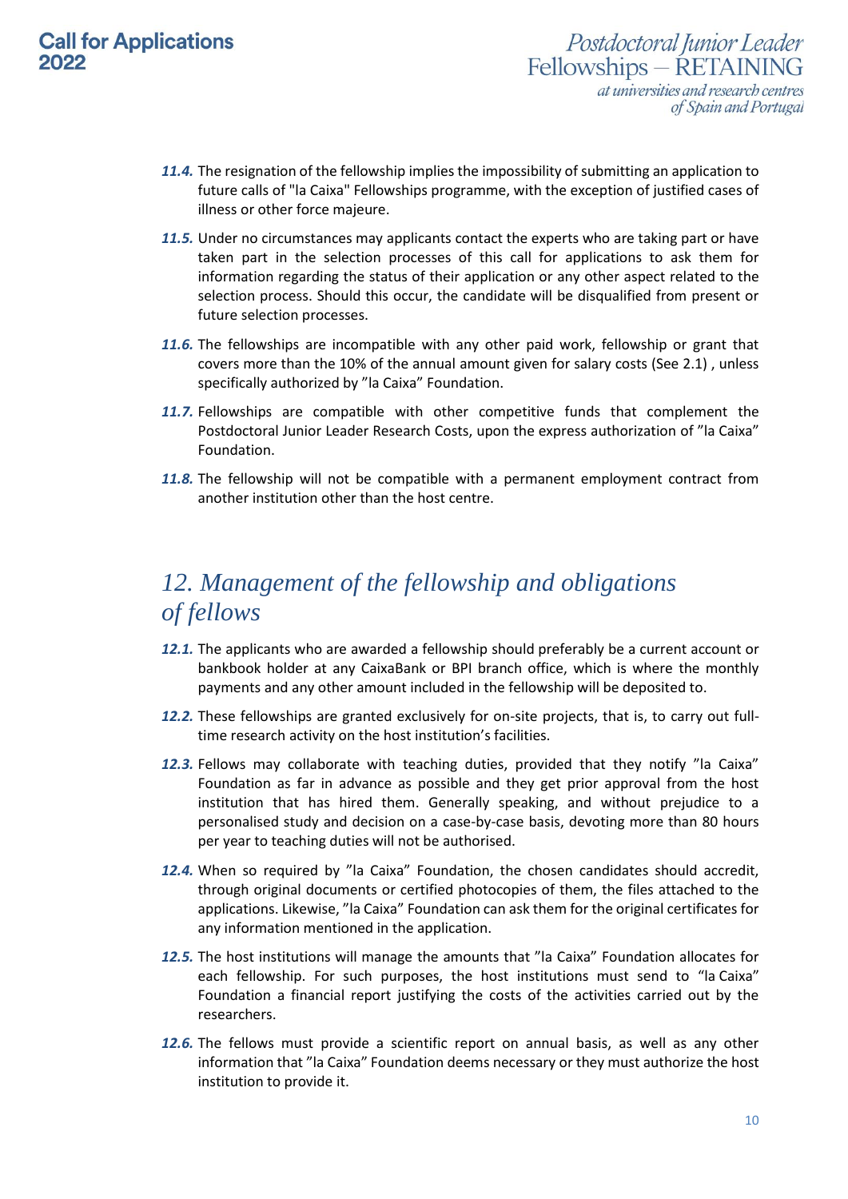***11.4.*** The resignation of the fellowship implies the impossibility of submitting an application to future calls of "la Caixa" Fellowships programme, with the exception of justified cases of illness or other force majeure.

***11.5.*** Under no circumstances may applicants contact the experts who are taking part or have taken part in the selection processes of this call for applications to ask them for information regarding the status of their application or any other aspect related to the selection process. Should this occur, the candidate will be disqualified from present or future selection processes.

***11.6.*** The fellowships are incompatible with any other paid work, fellowship or grant that covers more than the 10% of the annual amount given for salary costs (See 2.1) , unless specifically authorized by ”la Caixa” Foundation.

***11.7.*** Fellowships are compatible with other competitive funds that complement the Postdoctoral Junior Leader Research Costs, upon the express authorization of ”la Caixa” Foundation.

***11.8.*** The fellowship will not be compatible with a permanent employment contract from another institution other than the host centre.

# *12. Management of the fellowship and obligations of fellows*

***12.1.*** The applicants who are awarded a fellowship should preferably be a current account or bankbook holder at any CaixaBank or BPI branch office, which is where the monthly payments and any other amount included in the fellowship will be deposited to.

***12.2.*** These fellowships are granted exclusively for on-site projects, that is, to carry out full-time research activity on the host institution’s facilities.

***12.3.*** Fellows may collaborate with teaching duties, provided that they notify ”la Caixa” Foundation as far in advance as possible and they get prior approval from the host institution that has hired them. Generally speaking, and without prejudice to a personalised study and decision on a case-by-case basis, devoting more than 80 hours per year to teaching duties will not be authorised.

***12.4.*** When so required by ”la Caixa” Foundation, the chosen candidates should accredit, through original documents or certified photocopies of them, the files attached to the applications. Likewise, ”la Caixa” Foundation can ask them for the original certificates for any information mentioned in the application.

***12.5.*** The host institutions will manage the amounts that ”la Caixa” Foundation allocates for each fellowship. For such purposes, the host institutions must send to “la Caixa” Foundation a financial report justifying the costs of the activities carried out by the researchers.

***12.6.*** The fellows must provide a scientific report on annual basis, as well as any other information that ”la Caixa” Foundation deems necessary or they must authorize the host institution to provide it.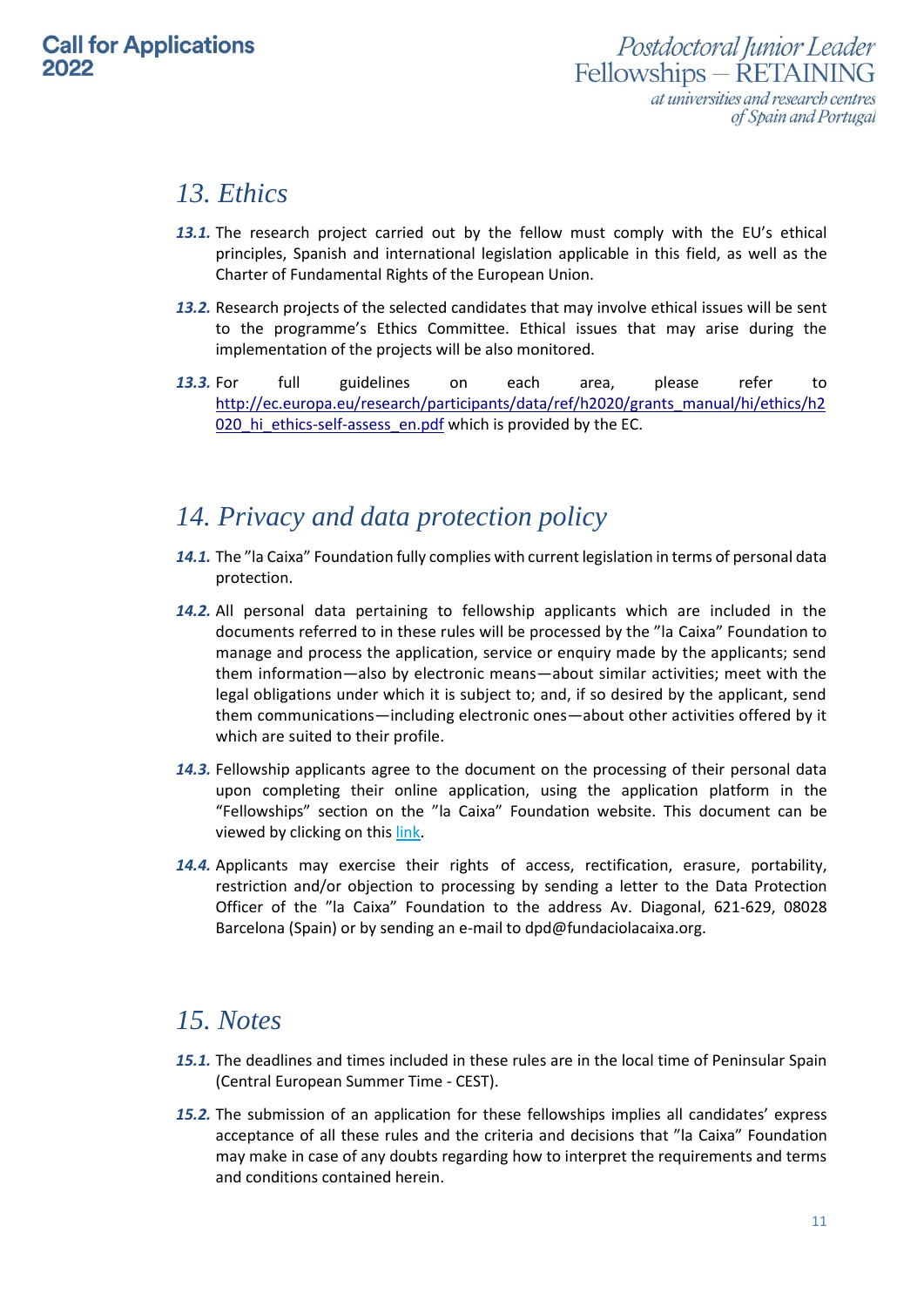# 13. Ethics

**13.1.** The research project carried out by the fellow must comply with the EU's ethical principles, Spanish and international legislation applicable in this field, as well as the Charter of Fundamental Rights of the European Union.

**13.2.** Research projects of the selected candidates that may involve ethical issues will be sent to the programme's Ethics Committee. Ethical issues that may arise during the implementation of the projects will be also monitored.

**13.3.** For full guidelines on each area, please refer to [http://ec.europa.eu/research/participants/data/ref/h2020/grants_manual/hi/ethics/h2020_hi_ethics-self-assess_en.pdf](http://ec.europa.eu/research/participants/data/ref/h2020/grants_manual/hi/ethics/h2020_hi_ethics-self-assess_en.pdf) which is provided by the EC.

# 14. Privacy and data protection policy

**14.1.** The "la Caixa" Foundation fully complies with current legislation in terms of personal data protection.

**14.2.** All personal data pertaining to fellowship applicants which are included in the documents referred to in these rules will be processed by the "la Caixa" Foundation to manage and process the application, service or enquiry made by the applicants; send them information—also by electronic means—about similar activities; meet with the legal obligations under which it is subject to; and, if so desired by the applicant, send them communications—including electronic ones—about other activities offered by it which are suited to their profile.

**14.3.** Fellowship applicants agree to the document on the processing of their personal data upon completing their online application, using the application platform in the "Fellowships" section on the "la Caixa" Foundation website. This document can be viewed by clicking on this link.

**14.4.** Applicants may exercise their rights of access, rectification, erasure, portability, restriction and/or objection to processing by sending a letter to the Data Protection Officer of the "la Caixa" Foundation to the address Av. Diagonal, 621-629, 08028 Barcelona (Spain) or by sending an e-mail to dpd@fundaciolacaixa.org.

# 15. Notes

**15.1.** The deadlines and times included in these rules are in the local time of Peninsular Spain (Central European Summer Time - CEST).

**15.2.** The submission of an application for these fellowships implies all candidates' express acceptance of all these rules and the criteria and decisions that "la Caixa" Foundation may make in case of any doubts regarding how to interpret the requirements and terms and conditions contained herein.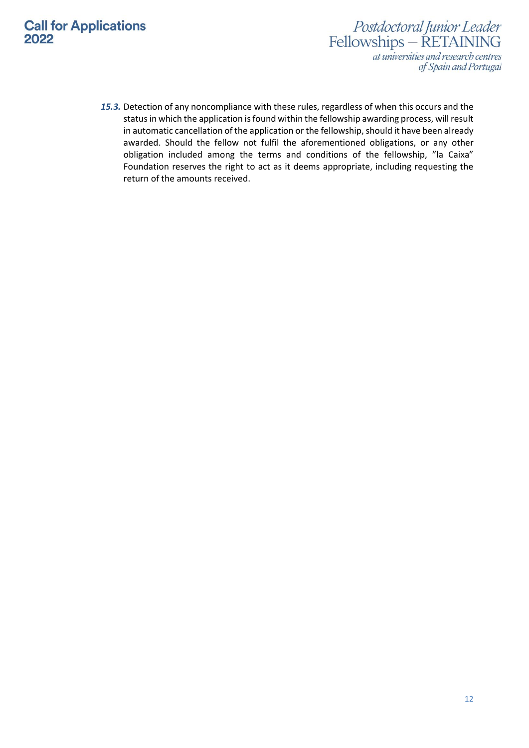***15.3.*** Detection of any noncompliance with these rules, regardless of when this occurs and the status in which the application is found within the fellowship awarding process, will result in automatic cancellation of the application or the fellowship, should it have been already awarded. Should the fellow not fulfil the aforementioned obligations, or any other obligation included among the terms and conditions of the fellowship, "la Caixa" Foundation reserves the right to act as it deems appropriate, including requesting the return of the amounts received.